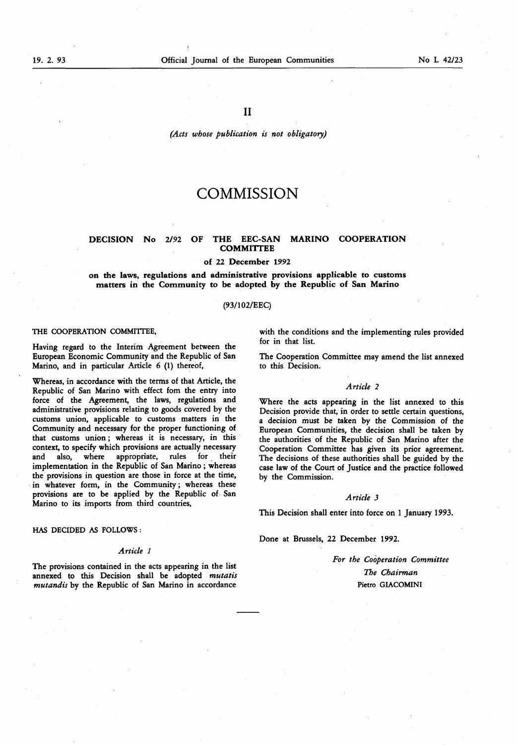II

*(Acts whose publication is not obligatory)*

# COMMISSION

## DECISION No 2/92 OF THE EEC-SAN MARINO COOPERATION COMMITTEE

### of 22 December 1992

### on the laws, regulations and administrative provisions applicable to customs matters in the Community to be adopted by the Republic of San Marino

(93/102/EEC)

THE COOPERATION COMMITTEE,

Having regard to the Interim Agreement between the European Economic Community and the Republic of San Marino, and in particular Article 6 (1) thereof,

Whereas, in accordance with the terms of that Article, the Republic of San Marino with effect fom the entry into force of the Agreement, the laws, regulations and administrative provisions relating to goods covered by the customs union, applicable to customs matters in the Community and necessary for the proper functioning of that customs union; whereas it is necessary, in this context, to specify which provisions are actually necessary and also, where appropriate, rules for their implementation in the Republic of San Marino; whereas the provisions in question are those in force at the time, in whatever form, in the Community; whereas these provisions are to be applied by the Republic of San Marino to its imports from third countries,

HAS DECIDED AS FOLLOWS:

*Article 1*

The provisions contained in the acts appearing in the list annexed to this Decision shall be adopted *mutatis mutandis* by the Republic of San Marino in accordance with the conditions and the implementing rules provided for in that list.

The Cooperation Committee may amend the list annexed to this Decision.

*Article 2*

Where the acts appearing in the list annexed to this Decision provide that, in order to settle certain questions, a decision must be taken by the Commission of the European Communities, the decision shall be taken by the authorities of the Republic of San Marino after the Cooperation Committee has given its prior agreement. The decisions of these authorities shall be guided by the case law of the Court of Justice and the practice followed by the Commission.

*Article 3*

This Decision shall enter into force on 1 January 1993.

Done at Brussels, 22 December 1992.

*For the Coöperation Committee*

*The Chairman*

Pietro GIACOMINI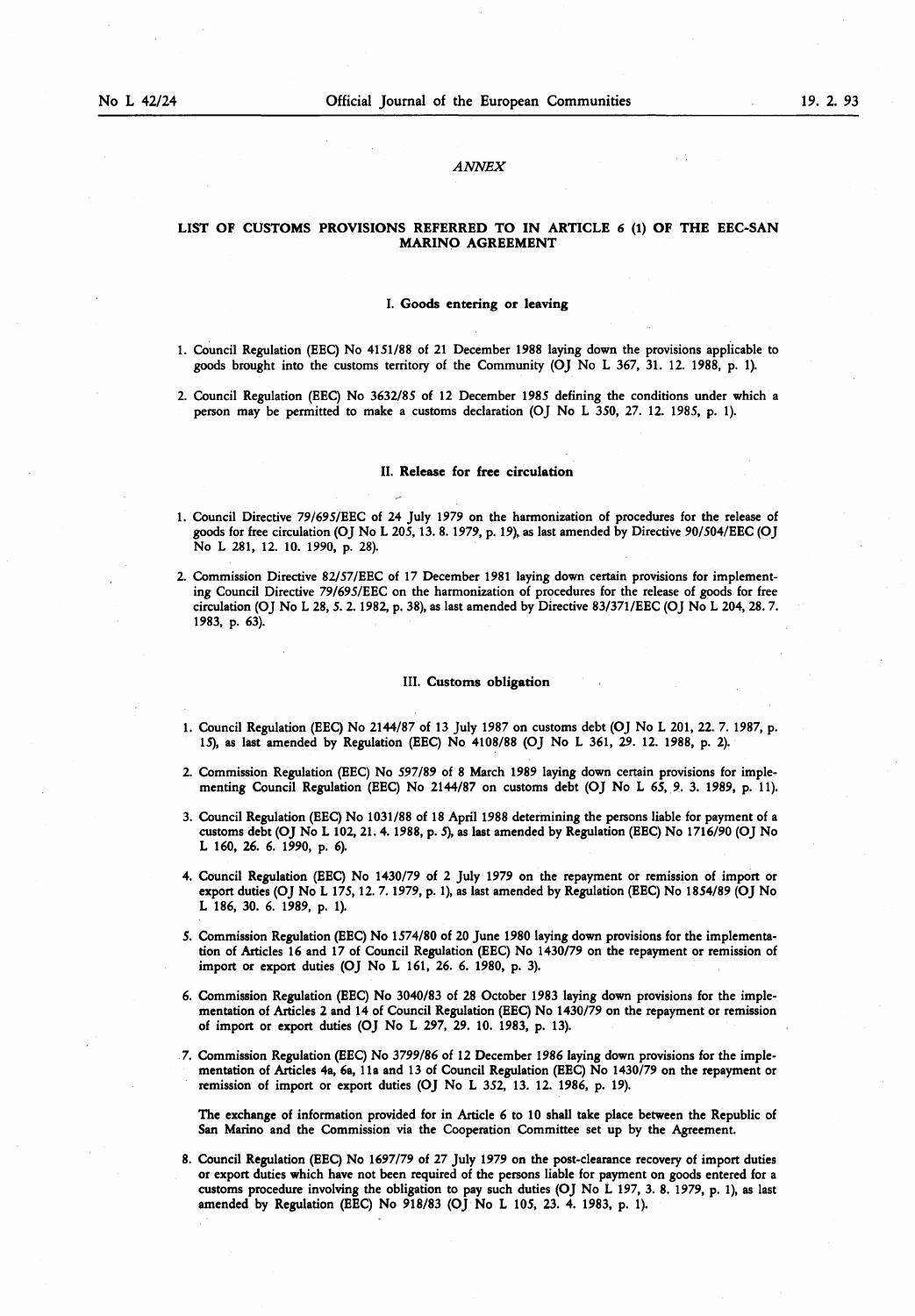*ANNEX*

## LIST OF CUSTOMS PROVISIONS REFERRED TO IN ARTICLE 6 (1) OF THE EEC-SAN MARINO AGREEMENT

### I. Goods entering or leaving

1. Council Regulation (EEC) No 4151/88 of 21 December 1988 laying down the provisions applicable to goods brought into the customs territory of the Community (OJ No L 367, 31. 12. 1988, p. 1).

2. Council Regulation (EEC) No 3632/85 of 12 December 1985 defining the conditions under which a person may be permitted to make a customs declaration (OJ No L 350, 27. 12. 1985, p. 1).

### II. Release for free circulation

1. Council Directive 79/695/EEC of 24 July 1979 on the harmonization of procedures for the release of goods for free circulation (OJ No L 205, 13. 8. 1979, p. 19), as last amended by Directive 90/504/EEC (OJ No L 281, 12. 10. 1990, p. 28).

2. Commission Directive 82/57/EEC of 17 December 1981 laying down certain provisions for implementing Council Directive 79/695/EEC on the harmonization of procedures for the release of goods for free circulation (OJ No L 28, 5. 2. 1982, p. 38), as last amended by Directive 83/371/EEC (OJ No L 204, 28. 7. 1983, p. 63).

### III. Customs obligation

1. Council Regulation (EEC) No 2144/87 of 13 July 1987 on customs debt (OJ No L 201, 22. 7. 1987, p. 15), as last amended by Regulation (EEC) No 4108/88 (OJ No L 361, 29. 12. 1988, p. 2).

2. Commission Regulation (EEC) No 597/89 of 8 March 1989 laying down certain provisions for implementing Council Regulation (EEC) No 2144/87 on customs debt (OJ No L 65, 9. 3. 1989, p. 11).

3. Council Regulation (EEC) No 1031/88 of 18 April 1988 determining the persons liable for payment of a customs debt (OJ No L 102, 21. 4. 1988, p. 5), as last amended by Regulation (EEC) No 1716/90 (OJ No L 160, 26. 6. 1990, p. 6).

4. Council Regulation (EEC) No 1430/79 of 2 July 1979 on the repayment or remission of import or export duties (OJ No L 175, 12. 7. 1979, p. 1), as last amended by Regulation (EEC) No 1854/89 (OJ No L 186, 30. 6. 1989, p. 1).

5. Commission Regulation (EEC) No 1574/80 of 20 June 1980 laying down provisions for the implementation of Articles 16 and 17 of Council Regulation (EEC) No 1430/79 on the repayment or remission of import or export duties (OJ No L 161, 26. 6. 1980, p. 3).

6. Commission Regulation (EEC) No 3040/83 of 28 October 1983 laying down provisions for the implementation of Articles 2 and 14 of Council Regulation (EEC) No 1430/79 on the repayment or remission of import or export duties (OJ No L 297, 29. 10. 1983, p. 13).

7. Commission Regulation (EEC) No 3799/86 of 12 December 1986 laying down provisions for the implementation of Articles 4a, 6a, 11a and 13 of Council Regulation (EEC) No 1430/79 on the repayment or remission of import or export duties (OJ No L 352, 13. 12. 1986, p. 19).

   The exchange of information provided for in Article 6 to 10 shall take place between the Republic of San Marino and the Commission via the Cooperation Committee set up by the Agreement.

8. Council Regulation (EEC) No 1697/79 of 27 July 1979 on the post-clearance recovery of import duties or export duties which have not been required of the persons liable for payment on goods entered for a customs procedure involving the obligation to pay such duties (OJ No L 197, 3. 8. 1979, p. 1), as last amended by Regulation (EEC) No 918/83 (OJ No L 105, 23. 4. 1983, p. 1).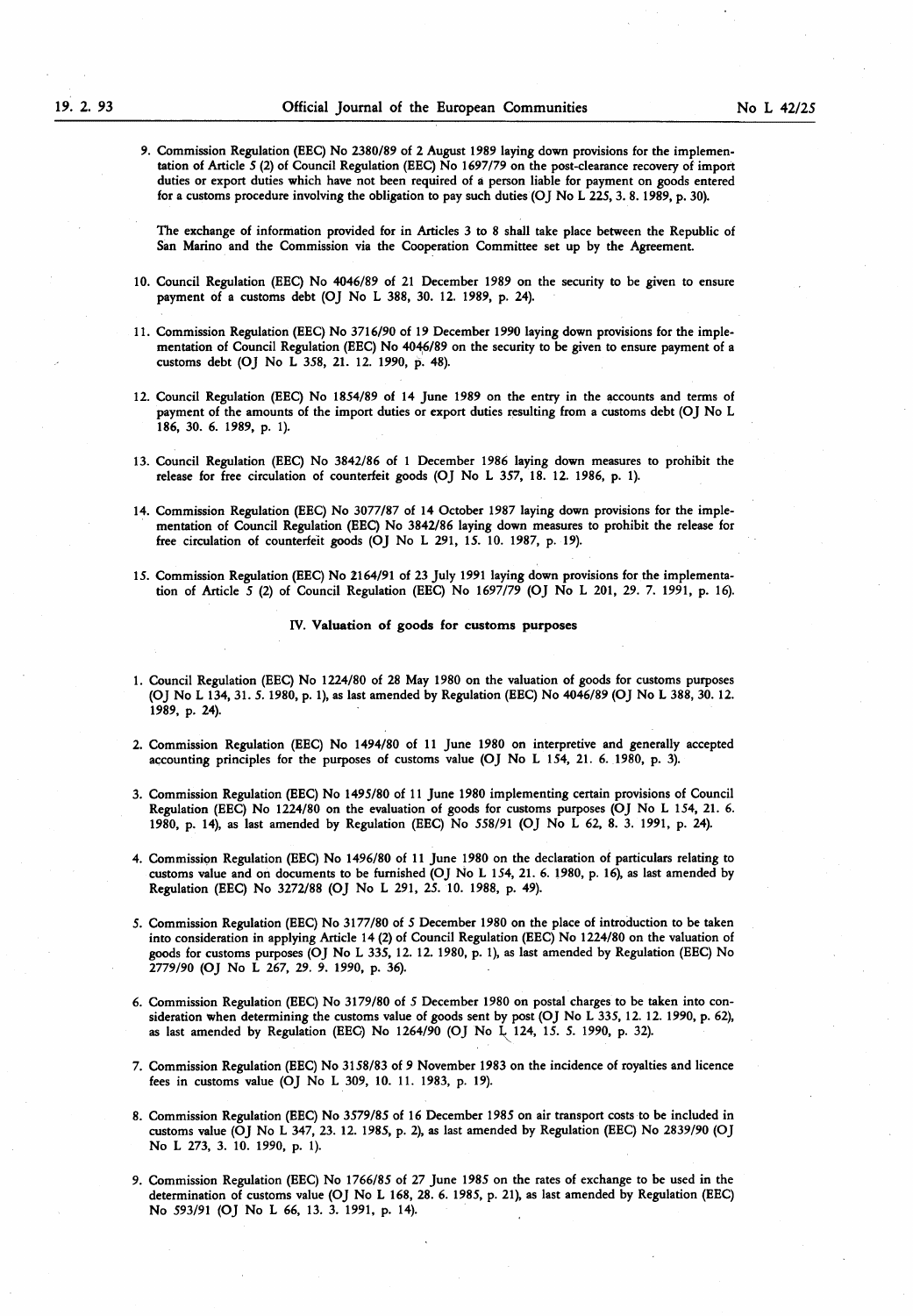9. Commission Regulation (EEC) No 2380/89 of 2 August 1989 laying down provisions for the implementation of Article 5 (2) of Council Regulation (EEC) No 1697/79 on the post-clearance recovery of import duties or export duties which have not been required of a person liable for payment on goods entered for a customs procedure involving the obligation to pay such duties (OJ No L 225, 3. 8. 1989, p. 30).

   The exchange of information provided for in Articles 3 to 8 shall take place between the Republic of San Marino and the Commission via the Cooperation Committee set up by the Agreement.

10. Council Regulation (EEC) No 4046/89 of 21 December 1989 on the security to be given to ensure payment of a customs debt (OJ No L 388, 30. 12. 1989, p. 24).

11. Commission Regulation (EEC) No 3716/90 of 19 December 1990 laying down provisions for the implementation of Council Regulation (EEC) No 4046/89 on the security to be given to ensure payment of a customs debt (OJ No L 358, 21. 12. 1990, p. 48).

12. Council Regulation (EEC) No 1854/89 of 14 June 1989 on the entry in the accounts and terms of payment of the amounts of the import duties or export duties resulting from a customs debt (OJ No L 186, 30. 6. 1989, p. 1).

13. Council Regulation (EEC) No 3842/86 of 1 December 1986 laying down measures to prohibit the release for free circulation of counterfeit goods (OJ No L 357, 18. 12. 1986, p. 1).

14. Commission Regulation (EEC) No 3077/87 of 14 October 1987 laying down provisions for the implementation of Council Regulation (EEC) No 3842/86 laying down measures to prohibit the release for free circulation of counterfeit goods (OJ No L 291, 15. 10. 1987, p. 19).

15. Commission Regulation (EEC) No 2164/91 of 23 July 1991 laying down provisions for the implementation of Article 5 (2) of Council Regulation (EEC) No 1697/79 (OJ No L 201, 29. 7. 1991, p. 16).

## IV. Valuation of goods for customs purposes

1. Council Regulation (EEC) No 1224/80 of 28 May 1980 on the valuation of goods for customs purposes (OJ No L 134, 31. 5. 1980, p. 1), as last amended by Regulation (EEC) No 4046/89 (OJ No L 388, 30. 12. 1989, p. 24).

2. Commission Regulation (EEC) No 1494/80 of 11 June 1980 on interpretive and generally accepted accounting principles for the purposes of customs value (OJ No L 154, 21. 6. 1980, p. 3).

3. Commission Regulation (EEC) No 1495/80 of 11 June 1980 implementing certain provisions of Council Regulation (EEC) No 1224/80 on the evaluation of goods for customs purposes (OJ No L 154, 21. 6. 1980, p. 14), as last amended by Regulation (EEC) No 558/91 (OJ No L 62, 8. 3. 1991, p. 24).

4. Commission Regulation (EEC) No 1496/80 of 11 June 1980 on the declaration of particulars relating to customs value and on documents to be furnished (OJ No L 154, 21. 6. 1980, p. 16), as last amended by Regulation (EEC) No 3272/88 (OJ No L 291, 25. 10. 1988, p. 49).

5. Commission Regulation (EEC) No 3177/80 of 5 December 1980 on the place of introduction to be taken into consideration in applying Article 14 (2) of Council Regulation (EEC) No 1224/80 on the valuation of goods for customs purposes (OJ No L 335, 12. 12. 1980, p. 1), as last amended by Regulation (EEC) No 2779/90 (OJ No L 267, 29. 9. 1990, p. 36).

6. Commission Regulation (EEC) No 3179/80 of 5 December 1980 on postal charges to be taken into consideration when determining the customs value of goods sent by post (OJ No L 335, 12. 12. 1990, p. 62), as last amended by Regulation (EEC) No 1264/90 (OJ No L 124, 15. 5. 1990, p. 32).

7. Commission Regulation (EEC) No 3158/83 of 9 November 1983 on the incidence of royalties and licence fees in customs value (OJ No L 309, 10. 11. 1983, p. 19).

8. Commission Regulation (EEC) No 3579/85 of 16 December 1985 on air transport costs to be included in customs value (OJ No L 347, 23. 12. 1985, p. 2), as last amended by Regulation (EEC) No 2839/90 (OJ No L 273, 3. 10. 1990, p. 1).

9. Commission Regulation (EEC) No 1766/85 of 27 June 1985 on the rates of exchange to be used in the determination of customs value (OJ No L 168, 28. 6. 1985, p. 21), as last amended by Regulation (EEC) No 593/91 (OJ No L 66, 13. 3. 1991, p. 14).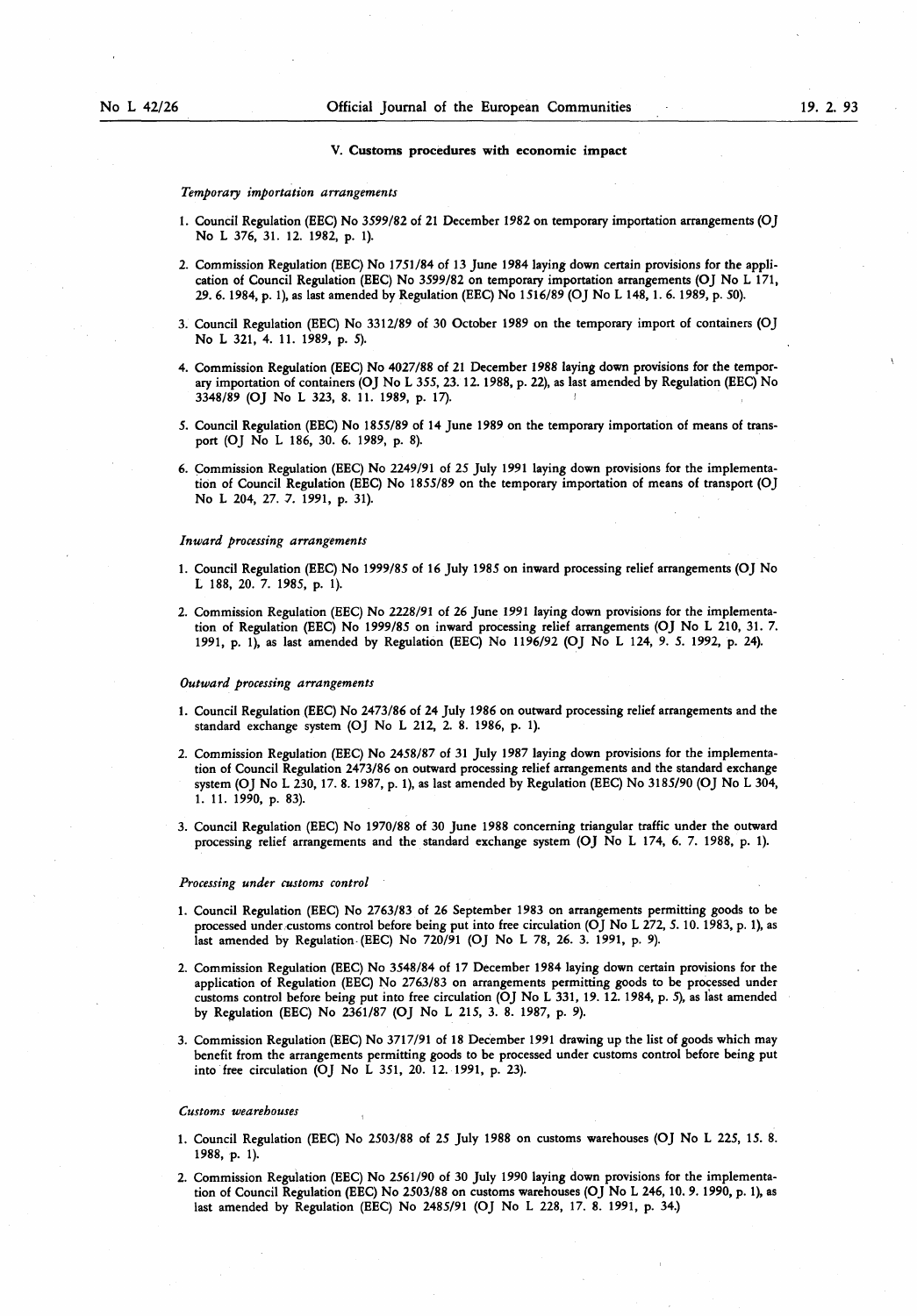### V. Customs procedures with economic impact

*Temporary importation arrangements*

1. Council Regulation (EEC) No 3599/82 of 21 December 1982 on temporary importation arrangements (OJ No L 376, 31. 12. 1982, p. 1).

2. Commission Regulation (EEC) No 1751/84 of 13 June 1984 laying down certain provisions for the application of Council Regulation (EEC) No 3599/82 on temporary importation arrangements (OJ No L 171, 29. 6. 1984, p. 1), as last amended by Regulation (EEC) No 1516/89 (OJ No L 148, 1. 6. 1989, p. 50).

3. Council Regulation (EEC) No 3312/89 of 30 October 1989 on the temporary import of containers (OJ No L 321, 4. 11. 1989, p. 5).

4. Commission Regulation (EEC) No 4027/88 of 21 December 1988 laying down provisions for the temporary importation of containers (OJ No L 355, 23. 12. 1988, p. 22), as last amended by Regulation (EEC) No 3348/89 (OJ No L 323, 8. 11. 1989, p. 17).

5. Council Regulation (EEC) No 1855/89 of 14 June 1989 on the temporary importation of means of transport (OJ No L 186, 30. 6. 1989, p. 8).

6. Commission Regulation (EEC) No 2249/91 of 25 July 1991 laying down provisions for the implementation of Council Regulation (EEC) No 1855/89 on the temporary importation of means of transport (OJ No L 204, 27. 7. 1991, p. 31).

*Inward processing arrangements*

1. Council Regulation (EEC) No 1999/85 of 16 July 1985 on inward processing relief arrangements (OJ No L 188, 20. 7. 1985, p. 1).

2. Commission Regulation (EEC) No 2228/91 of 26 June 1991 laying down provisions for the implementation of Regulation (EEC) No 1999/85 on inward processing relief arrangements (OJ No L 210, 31. 7. 1991, p. 1), as last amended by Regulation (EEC) No 1196/92 (OJ No L 124, 9. 5. 1992, p. 24).

*Outward processing arrangements*

1. Council Regulation (EEC) No 2473/86 of 24 July 1986 on outward processing relief arrangements and the standard exchange system (OJ No L 212, 2. 8. 1986, p. 1).

2. Commission Regulation (EEC) No 2458/87 of 31 July 1987 laying down provisions for the implementation of Council Regulation 2473/86 on outward processing relief arrangements and the standard exchange system (OJ No L 230, 17. 8. 1987, p. 1), as last amended by Regulation (EEC) No 3185/90 (OJ No L 304, 1. 11. 1990, p. 83).

3. Council Regulation (EEC) No 1970/88 of 30 June 1988 concerning triangular traffic under the outward processing relief arrangements and the standard exchange system (OJ No L 174, 6. 7. 1988, p. 1).

*Processing under customs control*

1. Council Regulation (EEC) No 2763/83 of 26 September 1983 on arrangements permitting goods to be processed under customs control before being put into free circulation (OJ No L 272, 5. 10. 1983, p. 1), as last amended by Regulation (EEC) No 720/91 (OJ No L 78, 26. 3. 1991, p. 9).

2. Commission Regulation (EEC) No 3548/84 of 17 December 1984 laying down certain provisions for the application of Regulation (EEC) No 2763/83 on arrangements permitting goods to be processed under customs control before being put into free circulation (OJ No L 331, 19. 12. 1984, p. 5), as last amended by Regulation (EEC) No 2361/87 (OJ No L 215, 3. 8. 1987, p. 9).

3. Commission Regulation (EEC) No 3717/91 of 18 December 1991 drawing up the list of goods which may benefit from the arrangements permitting goods to be processed under customs control before being put into free circulation (OJ No L 351, 20. 12. 1991, p. 23).

*Customs wearehouses*

1. Council Regulation (EEC) No 2503/88 of 25 July 1988 on customs warehouses (OJ No L 225, 15. 8. 1988, p. 1).

2. Commission Regulation (EEC) No 2561/90 of 30 July 1990 laying down provisions for the implementation of Council Regulation (EEC) No 2503/88 on customs warehouses (OJ No L 246, 10. 9. 1990, p. 1), as last amended by Regulation (EEC) No 2485/91 (OJ No L 228, 17. 8. 1991, p. 34.)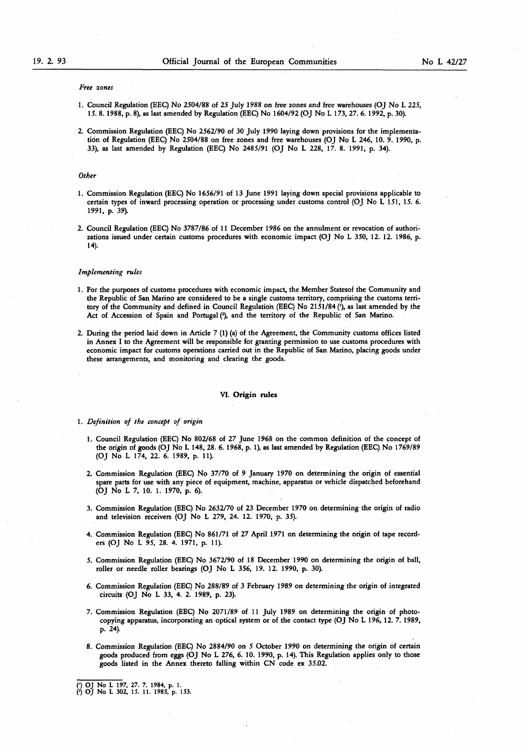*Free zones*

1. Council Regulation (EEC) No 2504/88 of 25 July 1988 on free zones and free warehouses (OJ No L 225, 15. 8. 1988, p. 8), as last amended by Regulation (EEC) No 1604/92 (OJ No L 173, 27. 6. 1992, p. 30).

2. Commission Regulation (EEC) No 2562/90 of 30 July 1990 laying down provisions for the implementation of Regulation (EEC) No 2504/88 on free zones and free warehouses (OJ No L 246, 10. 9. 1990, p. 33), as last amended by Regulation (EEC) No 2485/91 (OJ No L 228, 17. 8. 1991, p. 34).

*Other*

1. Commission Regulation (EEC) No 1656/91 of 13 June 1991 laying down special provisions applicable to certain types of inward processing operation or processing under customs control (OJ No L 151, 15. 6. 1991, p. 39).

2. Council Regulation (EEC) No 3787/86 of 11 December 1986 on the annulment or revocation of authorizations issued under certain customs procedures with economic impact (OJ No L 350, 12. 12. 1986, p. 14).

*Implementing rules*

1. For the purposes of customs procedures with economic impact, the Member Statesof the Community and the Republic of San Marino are considered to be a single customs territory, comprising the customs territory of the Community and defined in Council Regulation (EEC) No 2151/84 [1], as last amended by the Act of Accession of Spain and Portugal [2], and the territory of the Republic of San Marino.

2. During the period laid down in Article 7 (1) (a) of the Agreement, the Community customs offices listed in Annex I to the Agreement will be responsible for granting permission to use customs procedures with economic impact for customs operations carried out in the Republic of San Marino, placing goods under these arrangements, and monitoring and clearing the goods.

## VI. Origin rules

1. *Definition of the concept of origin*

   1. Council Regulation (EEC) No 802/68 of 27 June 1968 on the common definition of the concept of the origin of goods (OJ No L 148, 28. 6. 1968, p. 1), as last amended by Regulation (EEC) No 1769/89 (OJ No L 174, 22. 6. 1989, p. 11).

   2. Commission Regulation (EEC) No 37/70 of 9 January 1970 on determining the origin of essential spare parts for use with any piece of equipment, machine, apparatus or vehicle dispatched beforehand (OJ No L 7, 10. 1. 1970, p. 6).

   3. Commission Regulation (EEC) No 2632/70 of 23 December 1970 on determining the origin of radio and television receivers (OJ No L 279, 24. 12. 1970, p. 35).

   4. Commission Regulation (EEC) No 861/71 of 27 April 1971 on determining the origin of tape recorders (OJ No L 95, 28. 4. 1971, p. 11).

   5. Commission Regulation (EEC) No 3672/90 of 18 December 1990 on determining the origin of ball, roller or needle roller bearings (OJ No L 356, 19. 12. 1990, p. 30).

   6. Commission Regulation (EEC) No 288/89 of 3 February 1989 on determining the origin of integrated circuits (OJ No L 33, 4. 2. 1989, p. 23).

   7. Commission Regulation (EEC) No 2071/89 of 11 July 1989 on determining the origin of photocopying apparatus, incorporating an optical system or of the contact type (OJ No L 196, 12. 7. 1989, p. 24).

   8. Commission Regulation (EEC) No 2884/90 on 5 October 1990 on determining the origin of certain goods produced from eggs (OJ No L 276, 6. 10. 1990, p. 14). This Regulation applies only to those goods listed in the Annex thereto falling within CN code ex 35.02.

---

[1] OJ No L 197, 27. 7. 1984, p. 1.

[2] OJ No L 302, 15. 11. 1985, p. 153.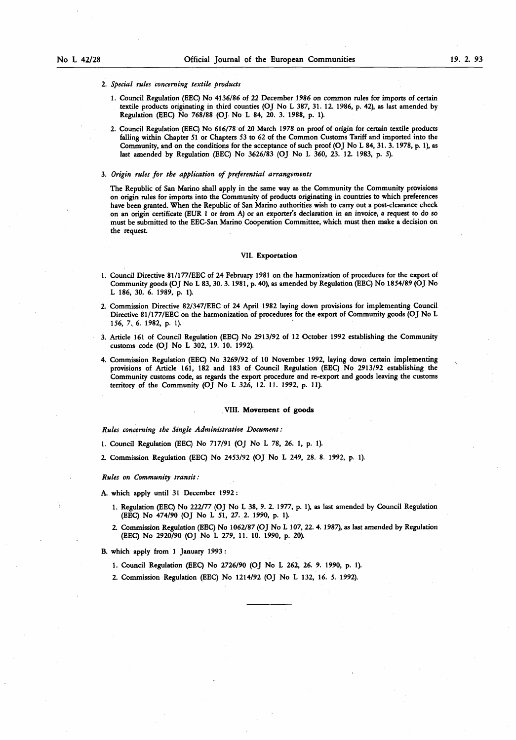2. *Special rules concerning textile products*

   1. Council Regulation (EEC) No 4136/86 of 22 December 1986 on common rules for imports of certain textile products originating in third counties (OJ No L 387, 31. 12. 1986, p. 42), as last amended by Regulation (EEC) No 768/88 (OJ No L 84, 20. 3. 1988, p. 1).

   2. Council Regulation (EEC) No 616/78 of 20 March 1978 on proof of origin for certain textile products falling within Chapter 51 or Chapters 53 to 62 of the Common Customs Tariff and imported into the Community, and on the conditions for the acceptance of such proof (OJ No L 84, 31. 3. 1978, p. 1), as last amended by Regulation (EEC) No 3626/83 (OJ No L 360, 23. 12. 1983, p. 5).

3. *Origin rules for the application of preferential arrangements*

   The Republic of San Marino shall apply in the same way as the Community the Community provisions on origin rules for imports into the Community of products originating in countries to which preferences have been granted. When the Republic of San Marino authorities wish to carry out a post-clearance check on an origin certificate (EUR 1 or from A) or an exporter's declaration in an invoice, a request to do so must be submitted to the EEC-San Marino Cooperation Committee, which must then make a decision on the request.

### VII. Exportation

1. Council Directive 81/177/EEC of 24 February 1981 on the harmonization of procedures for the export of Community goods (OJ No L 83, 30. 3. 1981, p. 40), as amended by Regulation (EEC) No 1854/89 (OJ No L 186, 30. 6. 1989, p. 1).

2. Commission Directive 82/347/EEC of 24 April 1982 laying down provisions for implementing Council Directive 81/177/EEC on the harmonization of procedures for the export of Community goods (OJ No L 156, 7. 6. 1982, p. 1).

3. Article 161 of Council Regulation (EEC) No 2913/92 of 12 October 1992 establishing the Community customs code (OJ No L 302, 19. 10. 1992).

4. Commission Regulation (EEC) No 3269/92 of 10 November 1992, laying down certain implementing provisions of Article 161, 182 and 183 of Council Regulation (EEC) No 2913/92 establishing the Community customs code, as regards the export procedure and re-export and goods leaving the customs territory of the Community (OJ No L 326, 12. 11. 1992, p. 11).

### VIII. Movement of goods

*Rules concerning the Single Administrative Document:*

1. Council Regulation (EEC) No 717/91 (OJ No L 78, 26. 1, p. 1).

2. Commission Regulation (EEC) No 2453/92 (OJ No L 249, 28. 8. 1992, p. 1).

*Rules on Community transit:*

A. which apply until 31 December 1992:

   1. Regulation (EEC) No 222/77 (OJ No L 38, 9. 2. 1977, p. 1), as last amended by Council Regulation (EEC) No 474/90 (OJ No L 51, 27. 2. 1990, p. 1).

   2. Commission Regulation (EEC) No 1062/87 (OJ No L 107, 22. 4. 1987), as last amended by Regulation (EEC) No 2920/90 (OJ No L 279, 11. 10. 1990, p. 20).

B. which apply from 1 January 1993:

   1. Council Regulation (EEC) No 2726/90 (OJ No L 262, 26. 9. 1990, p. 1).

   2. Commission Regulation (EEC) No 1214/92 (OJ No L 132, 16. 5. 1992).